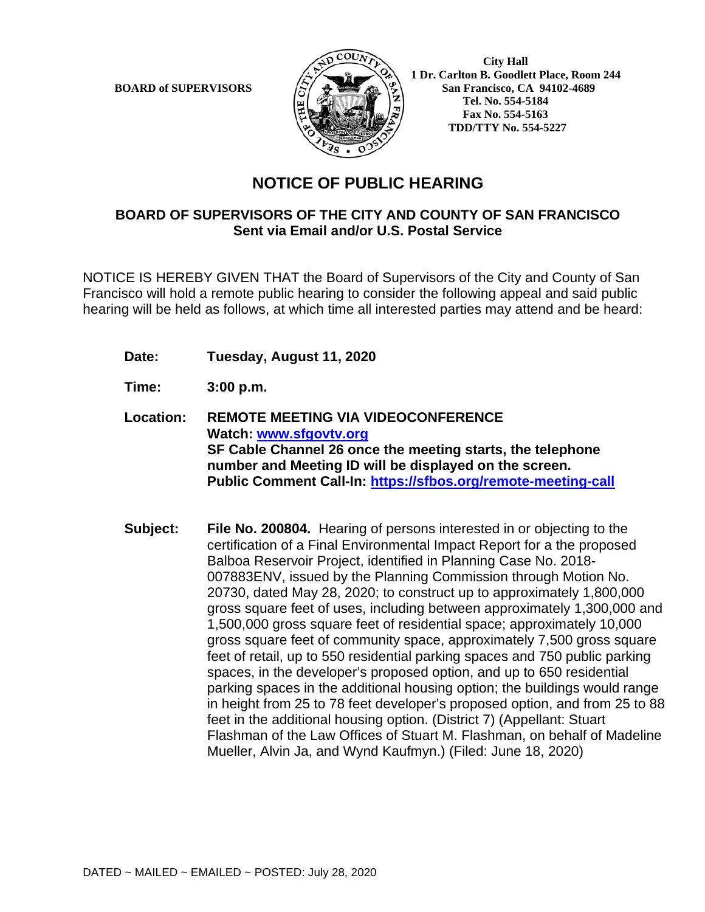BOARD of SUPERVISORS

City Hall
1 Dr. Carlton B. Goodlett Place, Room 244
San Francisco, CA 94102-4689
Tel. No. 554-5184
Fax No. 554-5163
TDD/TTY No. 554-5227

# NOTICE OF PUBLIC HEARING

## BOARD OF SUPERVISORS OF THE CITY AND COUNTY OF SAN FRANCISCO
**Sent via Email and/or U.S. Postal Service**

NOTICE IS HEREBY GIVEN THAT the Board of Supervisors of the City and County of San Francisco will hold a remote public hearing to consider the following appeal and said public hearing will be held as follows, at which time all interested parties may attend and be heard:

**Date:** **Tuesday, August 11, 2020**

**Time:** **3:00 p.m.**

**Location:** **REMOTE MEETING VIA VIDEOCONFERENCE**
**Watch: www.sfgovtv.org**
**SF Cable Channel 26 once the meeting starts, the telephone number and Meeting ID will be displayed on the screen.**
**Public Comment Call-In: https://sfbos.org/remote-meeting-call**

**Subject:** **File No. 200804.** Hearing of persons interested in or objecting to the certification of a Final Environmental Impact Report for a the proposed Balboa Reservoir Project, identified in Planning Case No. 2018-007883ENV, issued by the Planning Commission through Motion No. 20730, dated May 28, 2020; to construct up to approximately 1,800,000 gross square feet of uses, including between approximately 1,300,000 and 1,500,000 gross square feet of residential space; approximately 10,000 gross square feet of community space, approximately 7,500 gross square feet of retail, up to 550 residential parking spaces and 750 public parking spaces, in the developer's proposed option, and up to 650 residential parking spaces in the additional housing option; the buildings would range in height from 25 to 78 feet developer's proposed option, and from 25 to 88 feet in the additional housing option. (District 7) (Appellant: Stuart Flashman of the Law Offices of Stuart M. Flashman, on behalf of Madeline Mueller, Alvin Ja, and Wynd Kaufmyn.) (Filed: June 18, 2020)

DATED ~ MAILED ~ EMAILED ~ POSTED: July 28, 2020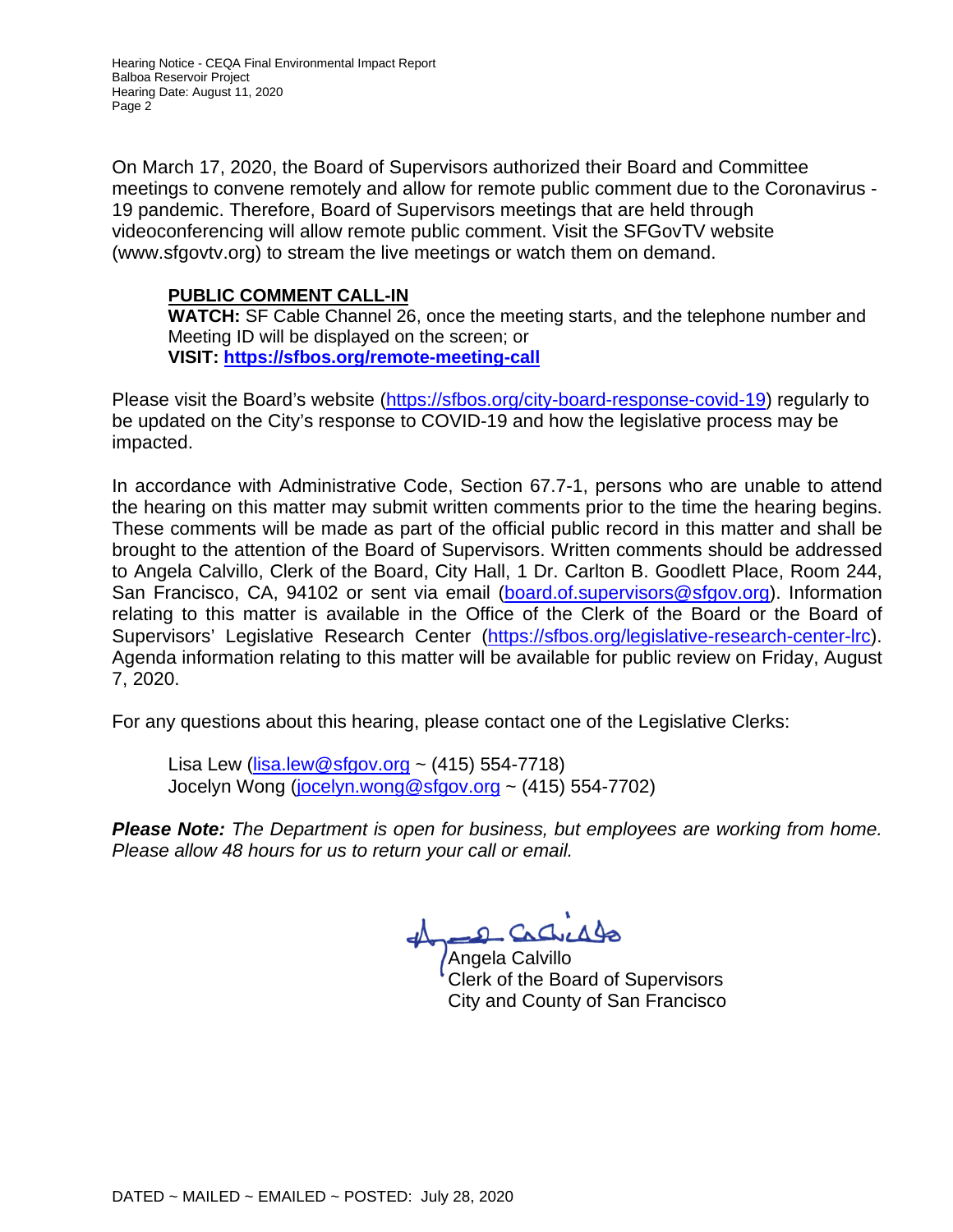On March 17, 2020, the Board of Supervisors authorized their Board and Committee meetings to convene remotely and allow for remote public comment due to the Coronavirus -19 pandemic. Therefore, Board of Supervisors meetings that are held through videoconferencing will allow remote public comment. Visit the SFGovTV website (www.sfgovtv.org) to stream the live meetings or watch them on demand.

> **PUBLIC COMMENT CALL-IN**
> **WATCH:** SF Cable Channel 26, once the meeting starts, and the telephone number and Meeting ID will be displayed on the screen; or
> **VISIT: https://sfbos.org/remote-meeting-call**

Please visit the Board's website (https://sfbos.org/city-board-response-covid-19) regularly to be updated on the City's response to COVID-19 and how the legislative process may be impacted.

In accordance with Administrative Code, Section 67.7-1, persons who are unable to attend the hearing on this matter may submit written comments prior to the time the hearing begins. These comments will be made as part of the official public record in this matter and shall be brought to the attention of the Board of Supervisors. Written comments should be addressed to Angela Calvillo, Clerk of the Board, City Hall, 1 Dr. Carlton B. Goodlett Place, Room 244, San Francisco, CA, 94102 or sent via email (board.of.supervisors@sfgov.org). Information relating to this matter is available in the Office of the Clerk of the Board or the Board of Supervisors' Legislative Research Center (https://sfbos.org/legislative-research-center-lrc). Agenda information relating to this matter will be available for public review on Friday, August 7, 2020.

For any questions about this hearing, please contact one of the Legislative Clerks:

> Lisa Lew (lisa.lew@sfgov.org ~ (415) 554-7718)
> Jocelyn Wong (jocelyn.wong@sfgov.org ~ (415) 554-7702)

***Please Note:*** *The Department is open for business, but employees are working from home. Please allow 48 hours for us to return your call or email.*

Angela Calvillo
Clerk of the Board of Supervisors
City and County of San Francisco

DATED ~ MAILED ~ EMAILED ~ POSTED: July 28, 2020